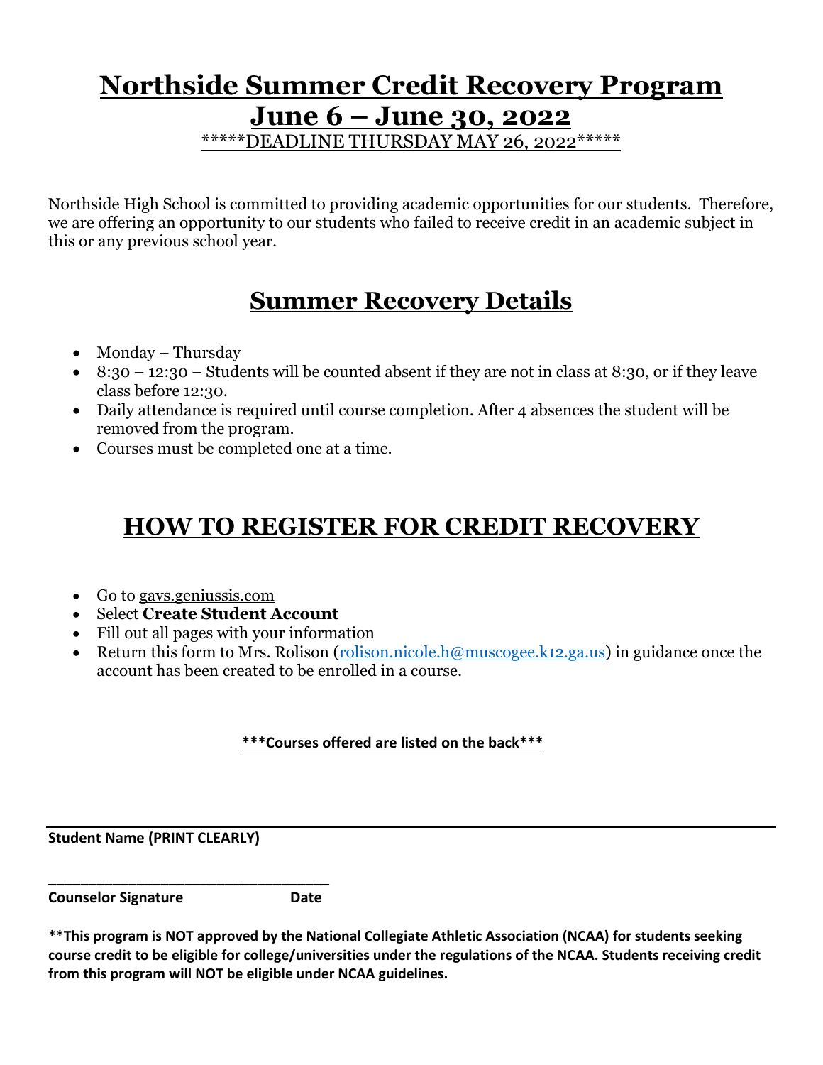# Northside Summer Credit Recovery Program
# June 6 – June 30, 2022

*****DEADLINE THURSDAY MAY 26, 2022*****

Northside High School is committed to providing academic opportunities for our students. Therefore, we are offering an opportunity to our students who failed to receive credit in an academic subject in this or any previous school year.

## Summer Recovery Details

- Monday – Thursday
- 8:30 – 12:30 – Students will be counted absent if they are not in class at 8:30, or if they leave class before 12:30.
- Daily attendance is required until course completion. After 4 absences the student will be removed from the program.
- Courses must be completed one at a time.

## HOW TO REGISTER FOR CREDIT RECOVERY

- Go to gavs.geniussis.com
- Select **Create Student Account**
- Fill out all pages with your information
- Return this form to Mrs. Rolison (rolison.nicole.h@muscogee.k12.ga.us) in guidance once the account has been created to be enrolled in a course.

**\*\*\*Courses offered are listed on the back\*\*\***

______________________________________________________________________

**Student Name (PRINT CLEARLY)**

________________________________

**Counselor Signature Date**

**\*\*This program is NOT approved by the National Collegiate Athletic Association (NCAA) for students seeking course credit to be eligible for college/universities under the regulations of the NCAA. Students receiving credit from this program will NOT be eligible under NCAA guidelines.**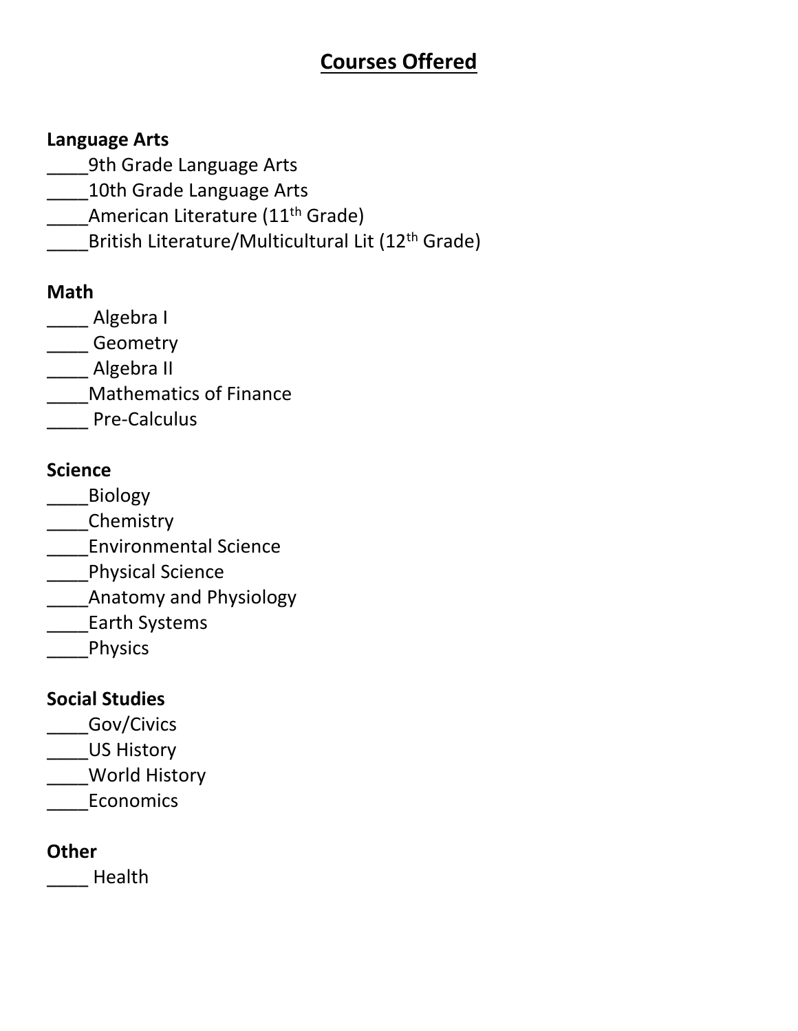# Courses Offered

**Language Arts**

____9th Grade Language Arts
____10th Grade Language Arts
____American Literature (11th Grade)
____British Literature/Multicultural Lit (12th Grade)

**Math**

____ Algebra I
____ Geometry
____ Algebra II
____Mathematics of Finance
____ Pre-Calculus

**Science**

____Biology
____Chemistry
____Environmental Science
____Physical Science
____Anatomy and Physiology
____Earth Systems
____Physics

**Social Studies**

____Gov/Civics
____US History
____World History
____Economics

**Other**

____ Health